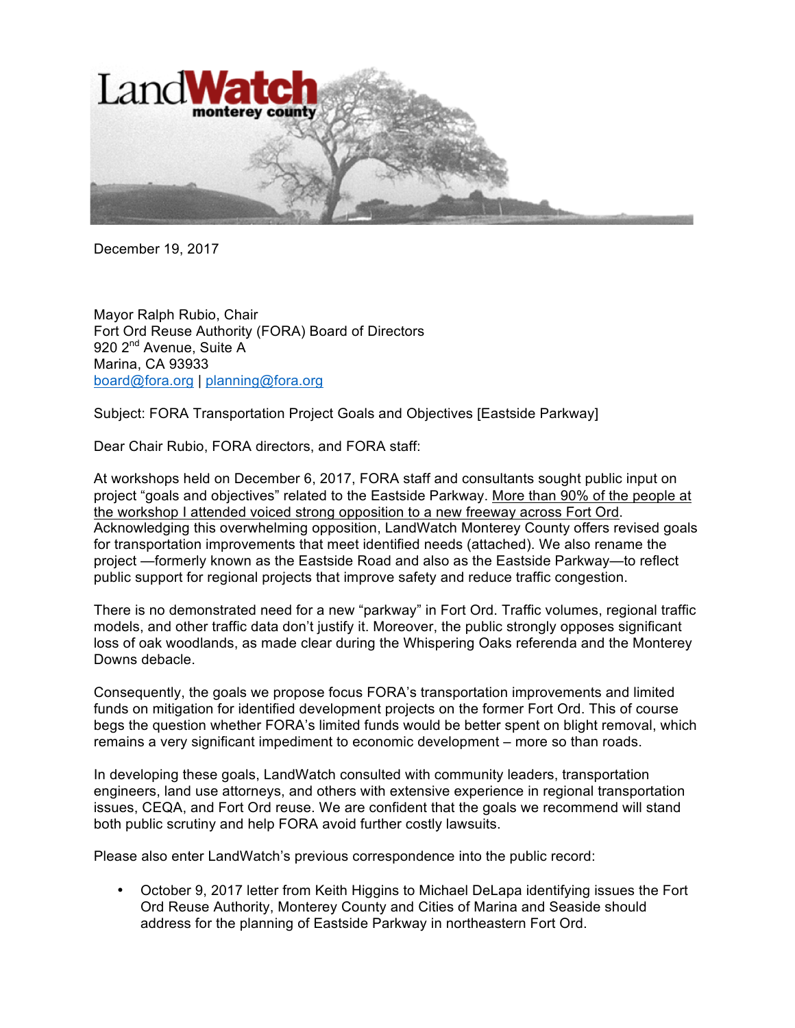LandWatch monterey county

December 19, 2017

Mayor Ralph Rubio, Chair
Fort Ord Reuse Authority (FORA) Board of Directors
920 2nd Avenue, Suite A
Marina, CA 93933
board@fora.org | planning@fora.org

Subject: FORA Transportation Project Goals and Objectives [Eastside Parkway]

Dear Chair Rubio, FORA directors, and FORA staff:

At workshops held on December 6, 2017, FORA staff and consultants sought public input on project "goals and objectives" related to the Eastside Parkway. More than 90% of the people at the workshop I attended voiced strong opposition to a new freeway across Fort Ord. Acknowledging this overwhelming opposition, LandWatch Monterey County offers revised goals for transportation improvements that meet identified needs (attached). We also rename the project —formerly known as the Eastside Road and also as the Eastside Parkway—to reflect public support for regional projects that improve safety and reduce traffic congestion.

There is no demonstrated need for a new "parkway" in Fort Ord. Traffic volumes, regional traffic models, and other traffic data don't justify it. Moreover, the public strongly opposes significant loss of oak woodlands, as made clear during the Whispering Oaks referenda and the Monterey Downs debacle.

Consequently, the goals we propose focus FORA's transportation improvements and limited funds on mitigation for identified development projects on the former Fort Ord. This of course begs the question whether FORA's limited funds would be better spent on blight removal, which remains a very significant impediment to economic development – more so than roads.

In developing these goals, LandWatch consulted with community leaders, transportation engineers, land use attorneys, and others with extensive experience in regional transportation issues, CEQA, and Fort Ord reuse. We are confident that the goals we recommend will stand both public scrutiny and help FORA avoid further costly lawsuits.

Please also enter LandWatch's previous correspondence into the public record:

- October 9, 2017 letter from Keith Higgins to Michael DeLapa identifying issues the Fort Ord Reuse Authority, Monterey County and Cities of Marina and Seaside should address for the planning of Eastside Parkway in northeastern Fort Ord.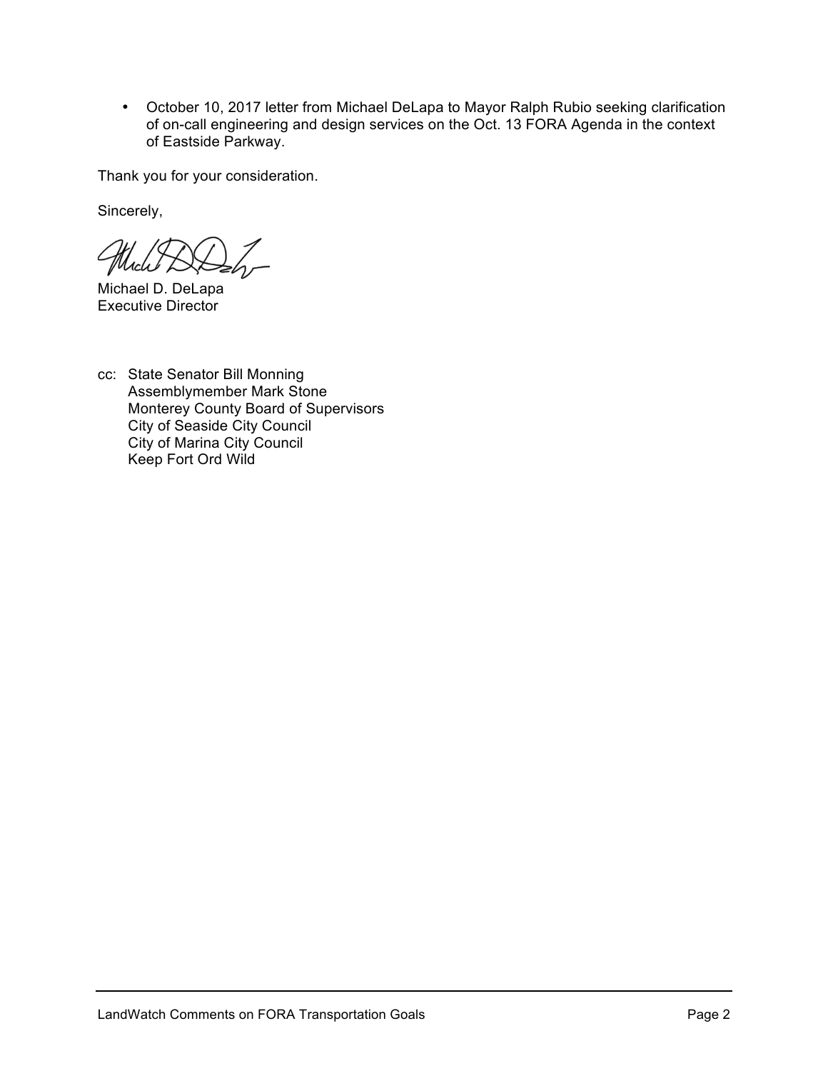- October 10, 2017 letter from Michael DeLapa to Mayor Ralph Rubio seeking clarification of on-call engineering and design services on the Oct. 13 FORA Agenda in the context of Eastside Parkway.

Thank you for your consideration.

Sincerely,

Michael D. DeLapa
Executive Director

cc: State Senator Bill Monning
Assemblymember Mark Stone
Monterey County Board of Supervisors
City of Seaside City Council
City of Marina City Council
Keep Fort Ord Wild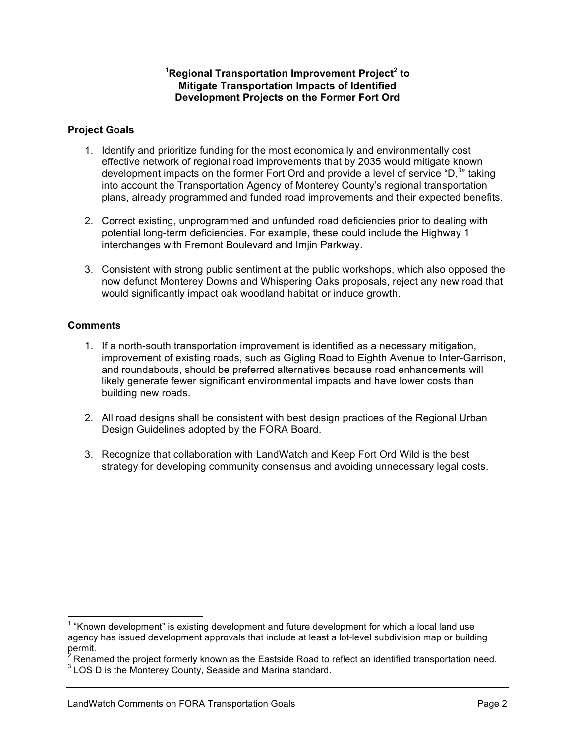**[1]Regional Transportation Improvement Project[2] to Mitigate Transportation Impacts of Identified Development Projects on the Former Fort Ord**

### Project Goals

1. Identify and prioritize funding for the most economically and environmentally cost effective network of regional road improvements that by 2035 would mitigate known development impacts on the former Fort Ord and provide a level of service "D,[3]" taking into account the Transportation Agency of Monterey County's regional transportation plans, already programmed and funded road improvements and their expected benefits.

2. Correct existing, unprogrammed and unfunded road deficiencies prior to dealing with potential long-term deficiencies. For example, these could include the Highway 1 interchanges with Fremont Boulevard and Imjin Parkway.

3. Consistent with strong public sentiment at the public workshops, which also opposed the now defunct Monterey Downs and Whispering Oaks proposals, reject any new road that would significantly impact oak woodland habitat or induce growth.

### Comments

1. If a north-south transportation improvement is identified as a necessary mitigation, improvement of existing roads, such as Gigling Road to Eighth Avenue to Inter-Garrison, and roundabouts, should be preferred alternatives because road enhancements will likely generate fewer significant environmental impacts and have lower costs than building new roads.

2. All road designs shall be consistent with best design practices of the Regional Urban Design Guidelines adopted by the FORA Board.

3. Recognize that collaboration with LandWatch and Keep Fort Ord Wild is the best strategy for developing community consensus and avoiding unnecessary legal costs.

---

[1] "Known development" is existing development and future development for which a local land use agency has issued development approvals that include at least a lot-level subdivision map or building permit.

[2] Renamed the project formerly known as the Eastside Road to reflect an identified transportation need.

[3] LOS D is the Monterey County, Seaside and Marina standard.